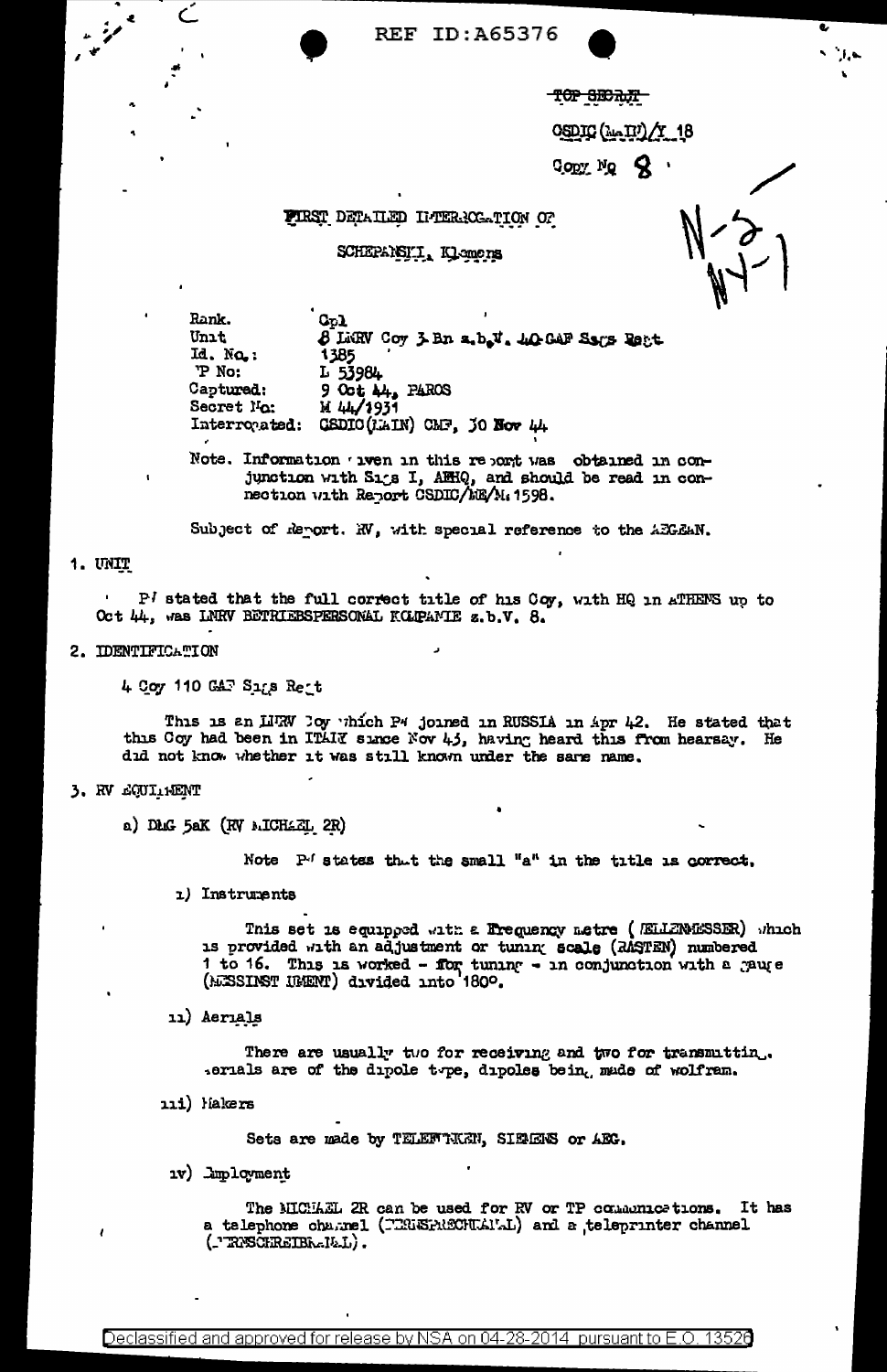REF ID:A65376

TOP SECRET

CSDIC (MAIN)/Y 18

Copy No 8

N-2
N-1

## FIRST DETAILED INTERROGATION OF

## SCHEPANSKI, Klemens

| | |
|---|---|
| Rank. | Cpl |
| Unit | 8 LNRV Coy 3 Bn z.b.V. 40 GAF Sigs Regt |
| Id. No.: | 1385 |
| P No: | L 53984 |
| Captured: | 9 Oct 44, PAROS |
| Secret No: | M 44/1931 |
| Interrogated: | CSDIC(MAIN) CMF, 30 Nov 44 |

Note. Information given in this report was obtained in conjunction with Sigs I, AFHQ, and should be read in connection with Report CSDIC/ME/M.1598.

Subject of Report. RV, with special reference to the AEGEAN.

### 1. UNIT

P/W stated that the full correct title of his Coy, with HQ in ATHENS up to Oct 44, was LNRV BETRIEBSPERSONAL KOMPANIE z.b.V. 8.

### 2. IDENTIFICATION

4 Coy 110 GAF Sigs Regt

This is an LNRV Coy which P/W joined in RUSSIA in Apr 42. He stated that this Coy had been in ITALY since Nov 43, having heard this from hearsay. He did not know whether it was still known under the same name.

### 3. RV EQUIPMENT

a) DMG 5aK (RV MICHAEL 2R)

Note P/W states that the small "a" in the title is correct.

i) Instruments

This set is equipped with a Frequency metre (WELLENMESSER) which is provided with an adjustment or tuning scale (RASTEN) numbered 1 to 16. This is worked - for tuning - in conjunction with a gauge (MESSINST RUMENT) divided into 180°.

ii) Aerials

There are usually two for receiving and two for transmitting. Aerials are of the dipole type, dipoles being made of wolfram.

iii) Makers

Sets are made by TELEFUNKEN, SIEMENS or AEG.

iv) Employment

The MICHAEL 2R can be used for RV or TP communications. It has a telephone channel (FERNSPRECHKANAL) and a teleprinter channel (FERNSCHREIBKANAL).

Declassified and approved for release by NSA on 04-28-2014 pursuant to E.O. 13526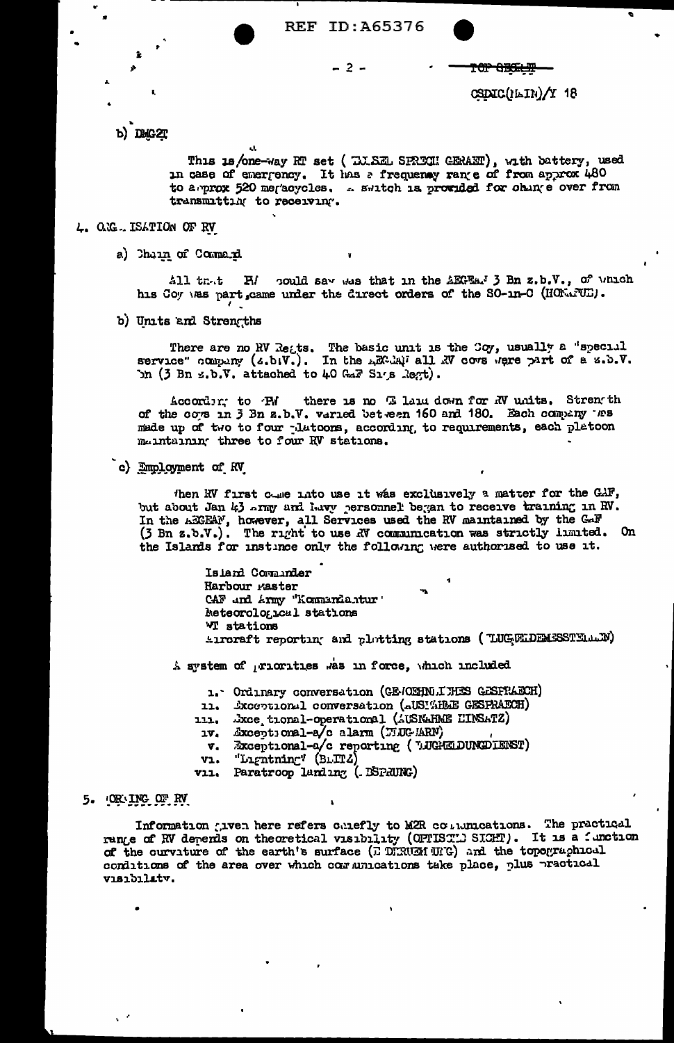b) DMG2T

This is one-way RT set (TORSEL SPRECH GERAET), with battery, used in case of emergency. It has a frequency range of from approx 480 to approx 520 megacycles. A switch is provided for change over from transmitting to receiving.

4. ORGANISATION OF RV

a) Chain of Command

All that PW could say was that in the AEGEAN 3 Bn z.b.V., of which his Coy was part, came under the direct orders of the SO-in-C (HOKAFUE).

b) Units and Strengths

There are no RV Regts. The basic unit is the Coy, usually a "special service" company (z.b.V.). In the AEGEAN all RV coys were part of a z.b.V. Bn (3 Bn z.b.V. attached to 40 GAF Sigs Regt).

According to PW there is no WE laid down for RV units. Strength of the coys in 3 Bn z.b.V. varied between 160 and 180. Each company was made up of two to four platoons, according to requirements, each platoon maintaining three to four RV stations.

c) Employment of RV

When RV first came into use it was exclusively a matter for the GAF, but about Jan 43 Army and Navy personnel began to receive training in RV. In the AEGEAN, however, all Services used the RV maintained by the GAF (3 Bn z.b.V.). The right to use RV communication was strictly limited. On the Islands for instance only the following were authorised to use it.

- Island Commander
- Harbour Master
- GAF and Army "Kommandantur"
- Meteorological stations
- WT stations
- Aircraft reporting and plotting stations (FLUGMELDEMESSTELLEN)

A system of priorities was in force, which included

- i. Ordinary conversation (GEWOEHNLICHES GESPRAECH)
- ii. Exceptional conversation (AUSNAHME GESPRAECH)
- iii. Exceptional-operational (AUSNAHME EINSATZ)
- iv. Exceptional-a/c alarm (FLUGALARM)
- v. Exceptional-a/c reporting (FLUGMELDUNGDIENST)
- vi. "Lightning" (BLITZ)
- vii. Paratroop landing (LUFTLANDUNG)

5. RANGING OF RV

Information given here refers chiefly to M2R communications. The practical range of RV depends on theoretical visibility (OPTISCHE SICHT). It is a function of the curvature of the earth's surface (ERDKRUEMMUNG) and the topographical conditions of the area over which communications take place, plus practical visibility.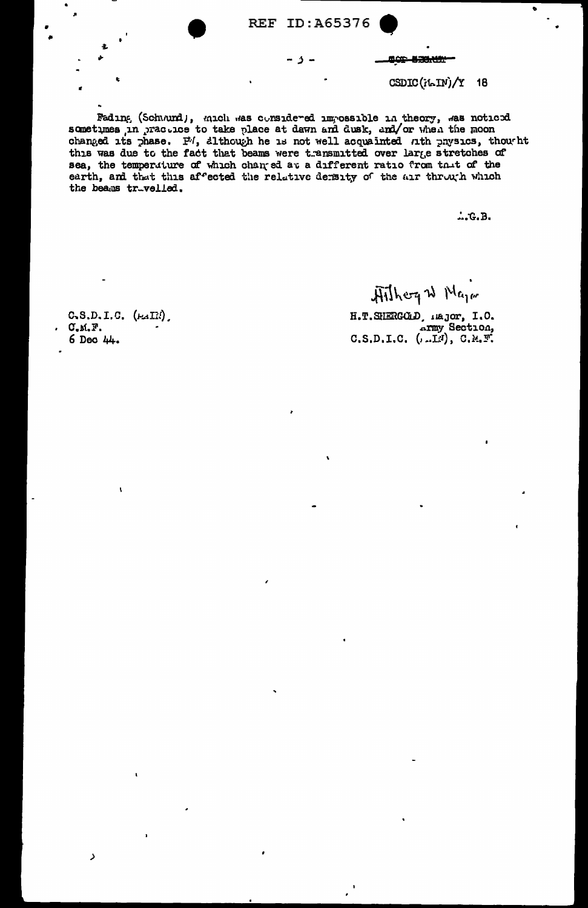CSDIC(MAIN)/Y 18

Fading (Schwund), which was considered impossible in theory, was noticed sometimes in practice to take place at dawn and dusk, and/or when the moon changed its phase. PW, although he is not well acquainted with physics, thought this was due to the fact that beams were transmitted over large stretches of sea, the temperature of which changed at a different ratio from that of the earth, and that this affected the relative density of the air through which the beams travelled.

A.G.B.

C.S.D.I.C. (MAIN),
C.M.F.
6 Dec 44.

H.T. SHERGOLD, Major, I.O.
Army Section,
C.S.D.I.C. (MAIN), C.M.F.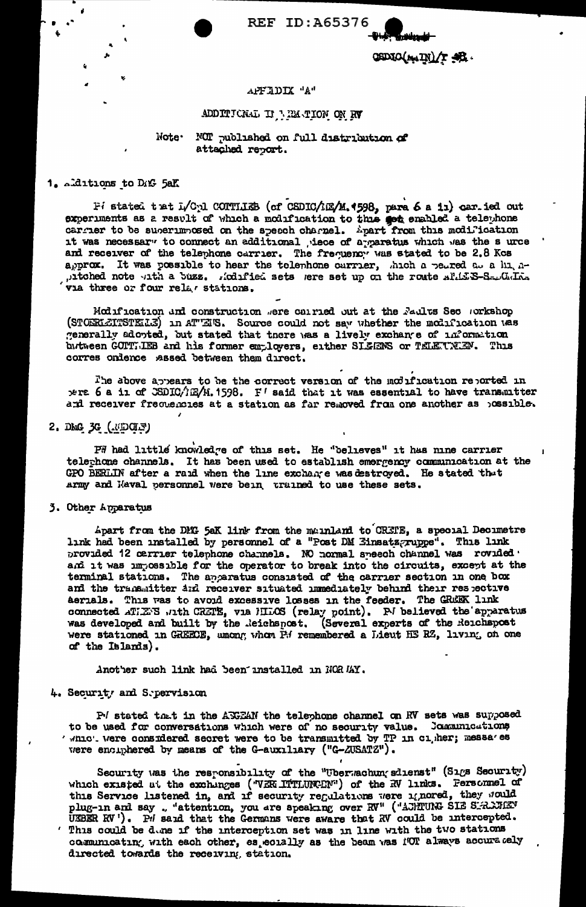REF ID:A65376

CSDIC(MAIN)/T 48.

APPENDIX "A"

ADDITIONAL INFORMATION ON RV

Note: NOT published on full distribution of attached report.

1. Additions to DMG 5aK

PW stated that L/Cpl COTTLIEB (of CSDIC/ME/M.1598, para 6 a ii) carried out experiments as a result of which a modification to this set enabled a telephone carrier to be superimposed on the speech channel. Apart from this modification it was necessary to connect an additional piece of apparatus which was the source and receiver of the telephone carrier. The frequency was stated to be 2.8 Kcs approx. It was possible to hear the telephone carrier, which appeared as a high-pitched note with a buzz. Modified sets were set up on the route ATHENS-SALONIKA via three or four relay stations.

Modification and construction were carried out at the Faults Sec Workshop (STOERLEITSTELLE) in ATHENS. Source could not say whether the modification was generally adopted, but stated that there was a lively exchange of information between GOTTLIEB and his former employers, either SIEMENS or TELEFUNKEN. This correspondence passed between them direct.

The above appears to be the correct version of the modification reported in para 6 a ii of CSDIC/ME/M.1598. PW said that it was essential to have transmitter and receiver frequencies at a station as far removed from one another as possible.

2. DMG 3G (MIDGE)

PW had little knowledge of this set. He "believes" it has nine carrier telephone channels. It has been used to establish emergency communication at the GPO BERLIN after a raid when the line exchange was destroyed. He stated that army and Naval personnel were being trained to use these sets.

3. Other Apparatus

Apart from the DMG 5aK link from the mainland to CRETE, a special Decimetre link had been installed by personnel of a "Post DM Einsatzgruppe". This link provided 12 carrier telephone channels. NO normal speech channel was provided and it was impossible for the operator to break into the circuits, except at the terminal stations. The apparatus consisted of the carrier section in one box and the transmitter and receiver situated immediately behind their respective aerials. This was to avoid excessive losses in the feeder. The GREEK link connected ATHENS with CRETE, via MILOS (relay point). PW believed the apparatus was developed and built by the Reichspost. (Several experts of the Reichspost were stationed in GREECE, among whom PW remembered a Lieut HERZ, living on one of the Islands).

Another such link had been installed in NORWAY.

4. Security and Supervision

PW stated that in the AEGEAN the telephone channel on RV sets was supposed to be used for conversations which were of no security value. Communications which were considered secret were to be transmitted by TP in cipher; messages were enciphered by means of the G-auxiliary ("G-ZUSATZ").

Security was the responsibility of the "Ueberwachungsdienst" (Sigs Security) which existed at the exchanges ("VERMITTLUNGEN") of the RV links. Personnel of this Service listened in, and if security regulations were ignored, they would plug-in and say "attention, you are speaking over RV" ("ACHTUNG SIE SPRECHEN UEBER RV"). PW said that the Germans were aware that RV could be intercepted. This could be done if the interception set was in line with the two stations communicating with each other, especially as the beam was NOT always accurately directed towards the receiving station.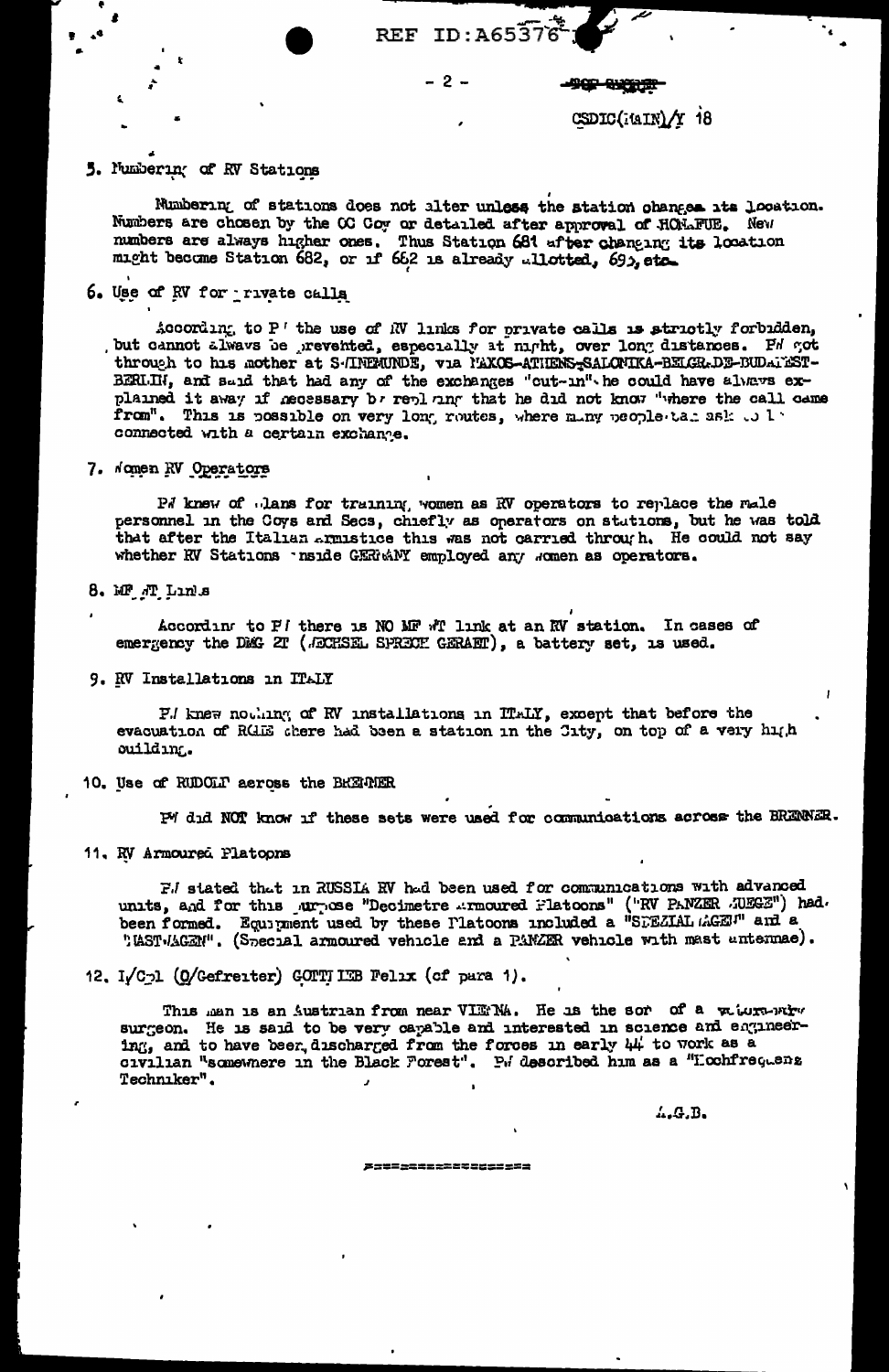REF ID:A65376

TOP SECRET

CSDIC(MAIN)/Y 18

5. Numbering of RV Stations

Numbering of stations does not alter unless the station changes its location. Numbers are chosen by the OC Coy or detailed after approval of HON.FUE. New numbers are always higher ones. Thus Station 681 after changing its location might become Station 682, or if 682 is already allotted, 69), etc.

6. Use of RV for private calls

According to P/ the use of RV links for private calls is strictly forbidden, but cannot always be prevented, especially at night, over long distances. PW got through to his mother at SWINEMUNDE, via NAXOS-ATHENS-SALONIKA-BELGRADE-BUDAPEST-BERLIN, and said that had any of the exchanges "cut-in" he could have always explained it away if necessary by replying that he did not know "where the call came from". This is possible on very long routes, where many people talk ask to be connected with a certain exchange.

7. Women RV Operators

PW knew of plans for training women as RV operators to replace the male personnel in the Coys and Secs, chiefly as operators on stations, but he was told that after the Italian armistice this was not carried through. He could not say whether RV Stations inside GERMANY employed any women as operators.

8. MF /T Links

According to P/ there is NO MF WT link at an RV station. In cases of emergency the DMG 2T (WECHSEL SPRECH GERAET), a battery set, is used.

9. RV Installations in ITALY

P/ knew nothing of RV installations in ITALY, except that before the evacuation of ROME there had been a station in the City, on top of a very high building.

10. Use of RUDOLF across the BRENNER

PW did NOT know if these sets were used for communications across the BRENNER.

11. RV Armoured Platoons

P/ stated that in RUSSIA RV had been used for communications with advanced units, and for this purpose "Decimetre Armoured Platoons" ("RV PANZER ZUEGE") had been formed. Equipment used by these Platoons included a "SPEZIALWAGEN" and a "MASTWAGEN". (Special armoured vehicle and a PANZER vehicle with mast antennae).

12. I/Cpl (O/Gefreiter) GOTTLIEB Felix (cf para 1).

This man is an Austrian from near VIENNA. He is the son of a veterinary surgeon. He is said to be very capable and interested in science and engineering, and to have been discharged from the forces in early 44 to work as a civilian "somewhere in the Black Forest". PW described him as a "Hochfrequenz Techniker".

A.G.B.

=================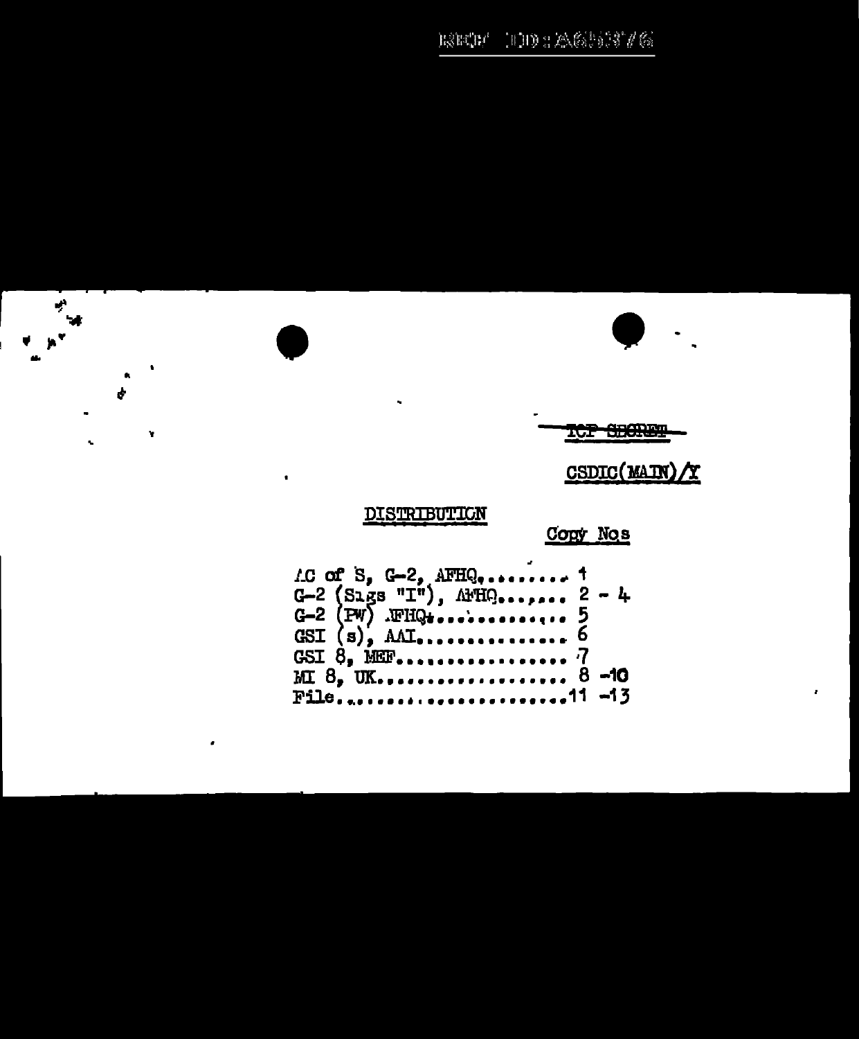REF ID:A65376

~~TOP SECRET~~

CSDIC(MAIN)/Y

DISTRIBUTION

| | Copy Nos |
|---|---|
| AC of S, G-2, AFHQ......... | 1 |
| G-2 (Sigs "I"), AFHQ........ | 2 - 4 |
| G-2 (PW) AFHQ.............. | 5 |
| GSI (s), AAI............... | 6 |
| GSI 8, MEF................. | 7 |
| MI 8, UK................... | 8 -10 |
| File....................... | 11 -13 |